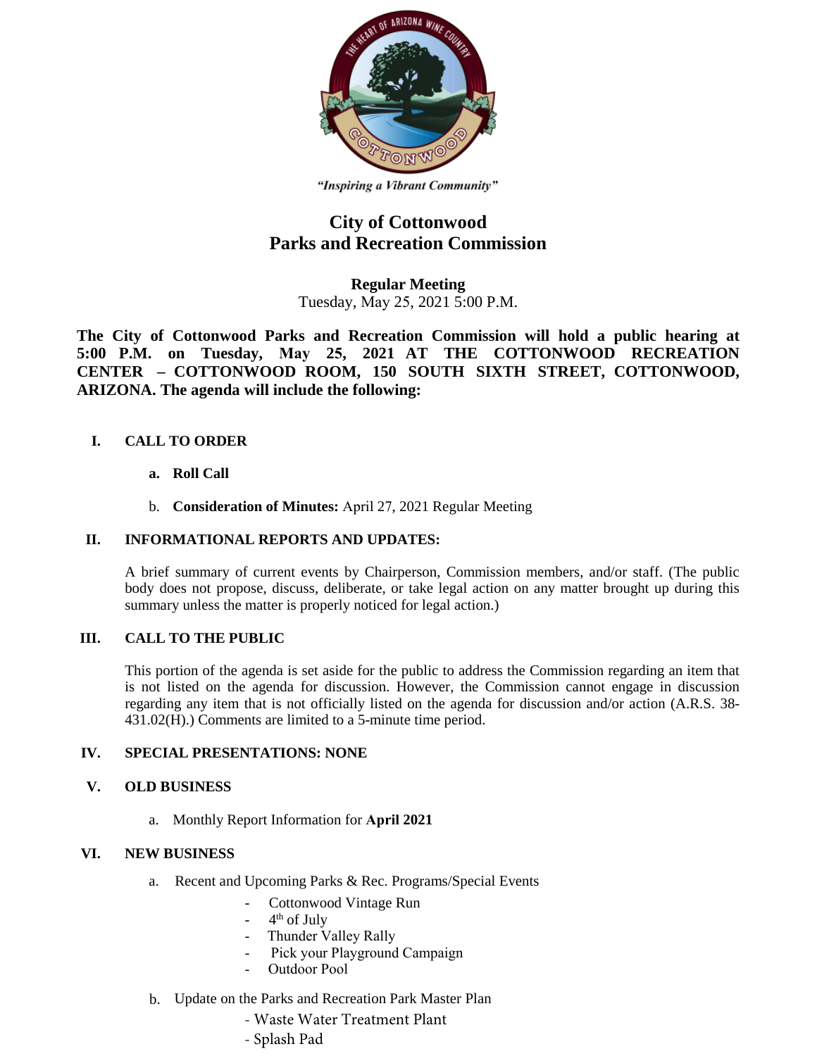*"Inspiring a Vibrant Community"*

# City of Cottonwood
# Parks and Recreation Commission

**Regular Meeting**
Tuesday, May 25, 2021 5:00 P.M.

**The City of Cottonwood Parks and Recreation Commission will hold a public hearing at 5:00 P.M. on Tuesday, May 25, 2021 AT THE COTTONWOOD RECREATION CENTER – COTTONWOOD ROOM, 150 SOUTH SIXTH STREET, COTTONWOOD, ARIZONA. The agenda will include the following:**

## I. CALL TO ORDER

a. **Roll Call**

b. **Consideration of Minutes:** April 27, 2021 Regular Meeting

## II. INFORMATIONAL REPORTS AND UPDATES:

A brief summary of current events by Chairperson, Commission members, and/or staff. (The public body does not propose, discuss, deliberate, or take legal action on any matter brought up during this summary unless the matter is properly noticed for legal action.)

## III. CALL TO THE PUBLIC

This portion of the agenda is set aside for the public to address the Commission regarding an item that is not listed on the agenda for discussion. However, the Commission cannot engage in discussion regarding any item that is not officially listed on the agenda for discussion and/or action (A.R.S. 38-431.02(H).) Comments are limited to a 5-minute time period.

## IV. SPECIAL PRESENTATIONS: NONE

## V. OLD BUSINESS

a. Monthly Report Information for **April 2021**

## VI. NEW BUSINESS

a. Recent and Upcoming Parks & Rec. Programs/Special Events
- Cottonwood Vintage Run
- 4th of July
- Thunder Valley Rally
- Pick your Playground Campaign
- Outdoor Pool

b. Update on the Parks and Recreation Park Master Plan
- Waste Water Treatment Plant
- Splash Pad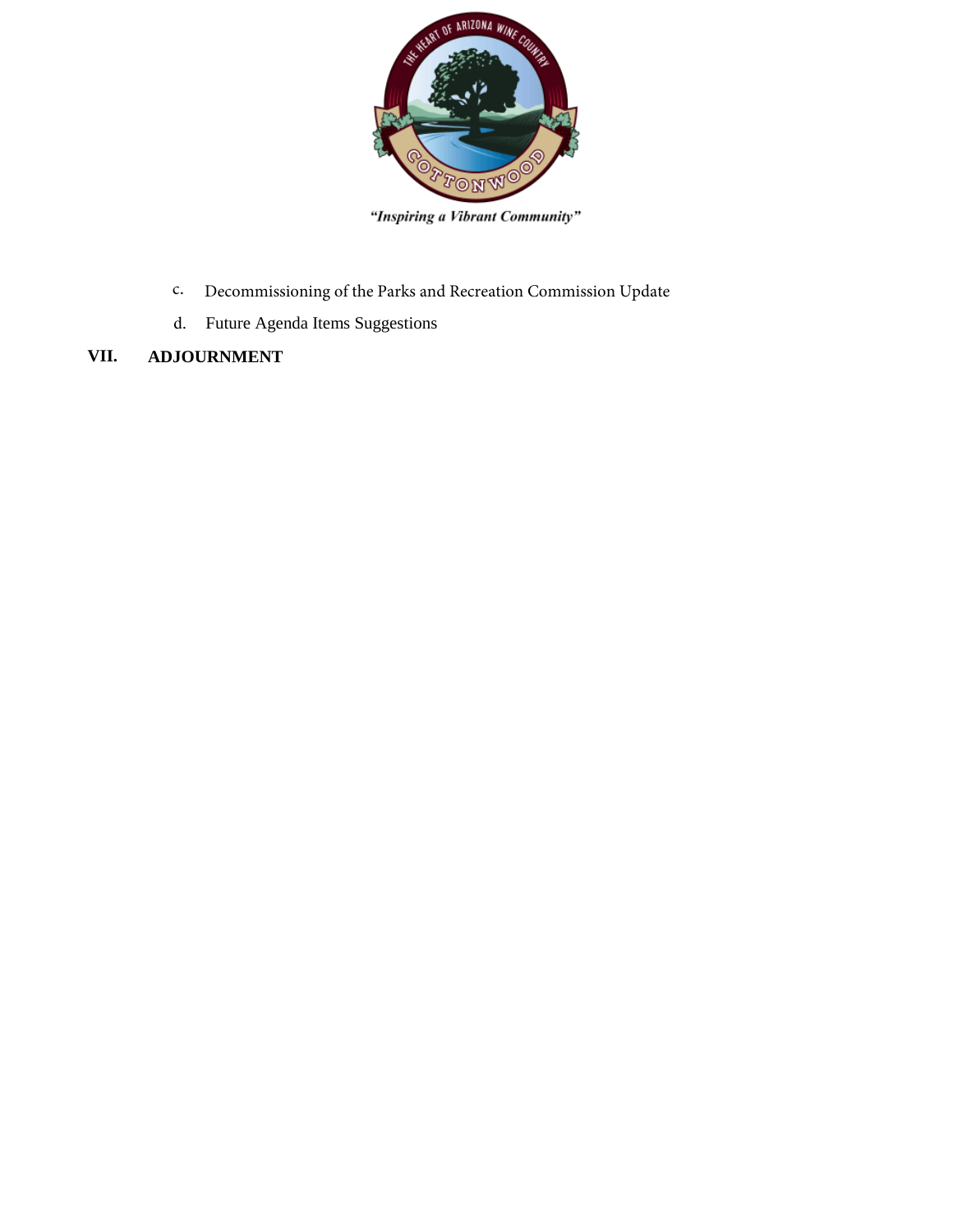c. Decommissioning of the Parks and Recreation Commission Update

d. Future Agenda Items Suggestions

**VII. ADJOURNMENT**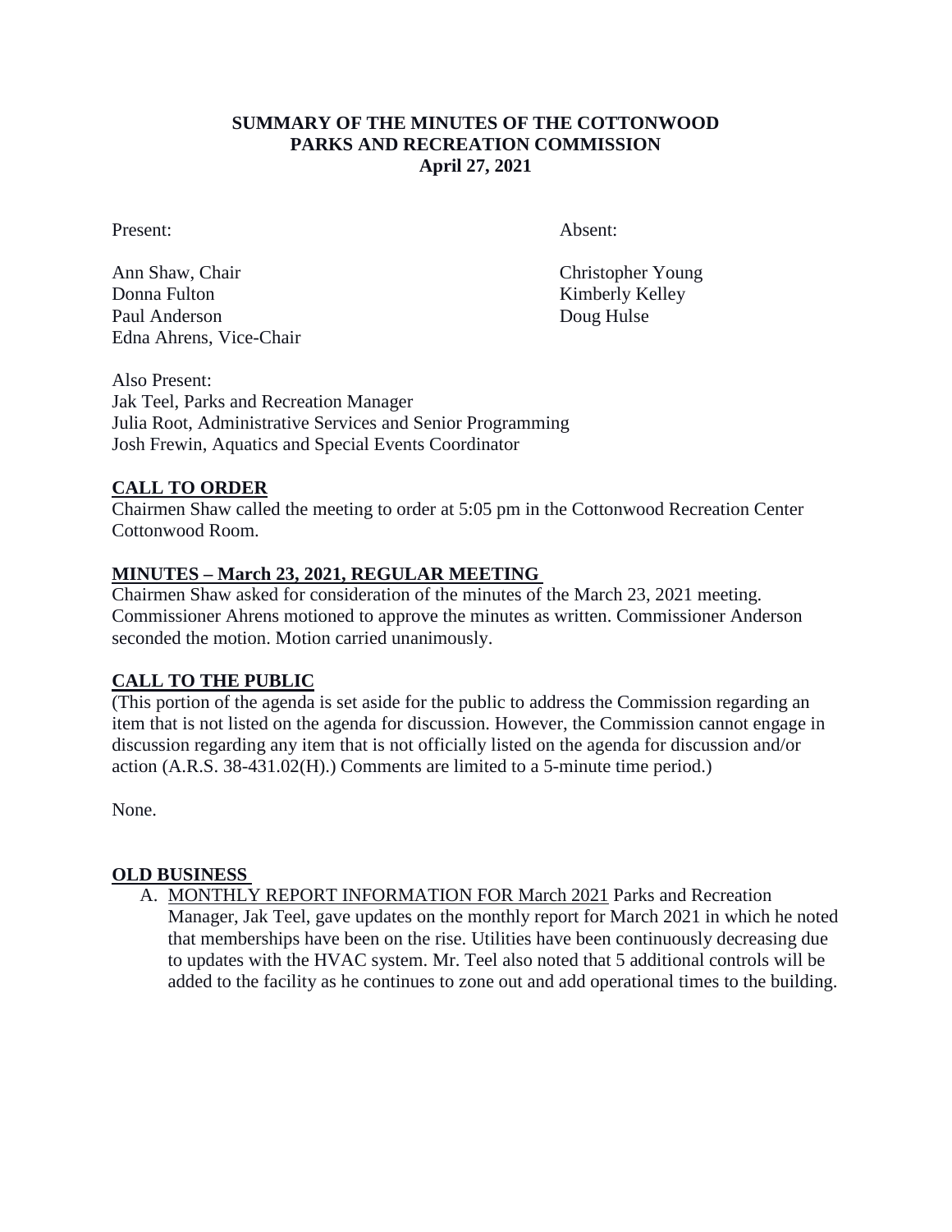**SUMMARY OF THE MINUTES OF THE COTTONWOOD PARKS AND RECREATION COMMISSION**
**April 27, 2021**

Present:

Ann Shaw, Chair
Donna Fulton
Paul Anderson
Edna Ahrens, Vice-Chair

Absent:

Christopher Young
Kimberly Kelley
Doug Hulse

Also Present:
Jak Teel, Parks and Recreation Manager
Julia Root, Administrative Services and Senior Programming
Josh Frewin, Aquatics and Special Events Coordinator

**CALL TO ORDER**

Chairmen Shaw called the meeting to order at 5:05 pm in the Cottonwood Recreation Center Cottonwood Room.

**MINUTES – March 23, 2021, REGULAR MEETING**

Chairmen Shaw asked for consideration of the minutes of the March 23, 2021 meeting. Commissioner Ahrens motioned to approve the minutes as written. Commissioner Anderson seconded the motion. Motion carried unanimously.

**CALL TO THE PUBLIC**

(This portion of the agenda is set aside for the public to address the Commission regarding an item that is not listed on the agenda for discussion. However, the Commission cannot engage in discussion regarding any item that is not officially listed on the agenda for discussion and/or action (A.R.S. 38-431.02(H).) Comments are limited to a 5-minute time period.)

None.

**OLD BUSINESS**

A. MONTHLY REPORT INFORMATION FOR March 2021 Parks and Recreation Manager, Jak Teel, gave updates on the monthly report for March 2021 in which he noted that memberships have been on the rise. Utilities have been continuously decreasing due to updates with the HVAC system. Mr. Teel also noted that 5 additional controls will be added to the facility as he continues to zone out and add operational times to the building.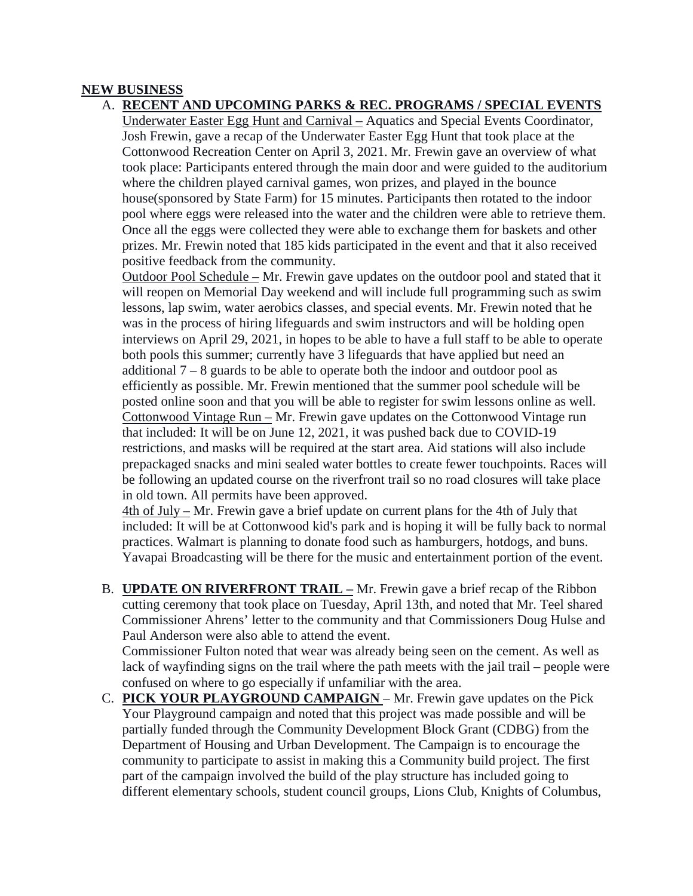**NEW BUSINESS**

A. **RECENT AND UPCOMING PARKS & REC. PROGRAMS / SPECIAL EVENTS**

Underwater Easter Egg Hunt and Carnival – Aquatics and Special Events Coordinator, Josh Frewin, gave a recap of the Underwater Easter Egg Hunt that took place at the Cottonwood Recreation Center on April 3, 2021. Mr. Frewin gave an overview of what took place: Participants entered through the main door and were guided to the auditorium where the children played carnival games, won prizes, and played in the bounce house(sponsored by State Farm) for 15 minutes. Participants then rotated to the indoor pool where eggs were released into the water and the children were able to retrieve them. Once all the eggs were collected they were able to exchange them for baskets and other prizes. Mr. Frewin noted that 185 kids participated in the event and that it also received positive feedback from the community.

Outdoor Pool Schedule – Mr. Frewin gave updates on the outdoor pool and stated that it will reopen on Memorial Day weekend and will include full programming such as swim lessons, lap swim, water aerobics classes, and special events. Mr. Frewin noted that he was in the process of hiring lifeguards and swim instructors and will be holding open interviews on April 29, 2021, in hopes to be able to have a full staff to be able to operate both pools this summer; currently have 3 lifeguards that have applied but need an additional 7 – 8 guards to be able to operate both the indoor and outdoor pool as efficiently as possible. Mr. Frewin mentioned that the summer pool schedule will be posted online soon and that you will be able to register for swim lessons online as well.

Cottonwood Vintage Run – Mr. Frewin gave updates on the Cottonwood Vintage run that included: It will be on June 12, 2021, it was pushed back due to COVID-19 restrictions, and masks will be required at the start area. Aid stations will also include prepackaged snacks and mini sealed water bottles to create fewer touchpoints. Races will be following an updated course on the riverfront trail so no road closures will take place in old town. All permits have been approved.

4th of July – Mr. Frewin gave a brief update on current plans for the 4th of July that included: It will be at Cottonwood kid's park and is hoping it will be fully back to normal practices. Walmart is planning to donate food such as hamburgers, hotdogs, and buns. Yavapai Broadcasting will be there for the music and entertainment portion of the event.

B. **UPDATE ON RIVERFRONT TRAIL –** Mr. Frewin gave a brief recap of the Ribbon cutting ceremony that took place on Tuesday, April 13th, and noted that Mr. Teel shared Commissioner Ahrens' letter to the community and that Commissioners Doug Hulse and Paul Anderson were also able to attend the event.

Commissioner Fulton noted that wear was already being seen on the cement. As well as lack of wayfinding signs on the trail where the path meets with the jail trail – people were confused on where to go especially if unfamiliar with the area.

C. **PICK YOUR PLAYGROUND CAMPAIGN** – Mr. Frewin gave updates on the Pick Your Playground campaign and noted that this project was made possible and will be partially funded through the Community Development Block Grant (CDBG) from the Department of Housing and Urban Development. The Campaign is to encourage the community to participate to assist in making this a Community build project. The first part of the campaign involved the build of the play structure has included going to different elementary schools, student council groups, Lions Club, Knights of Columbus,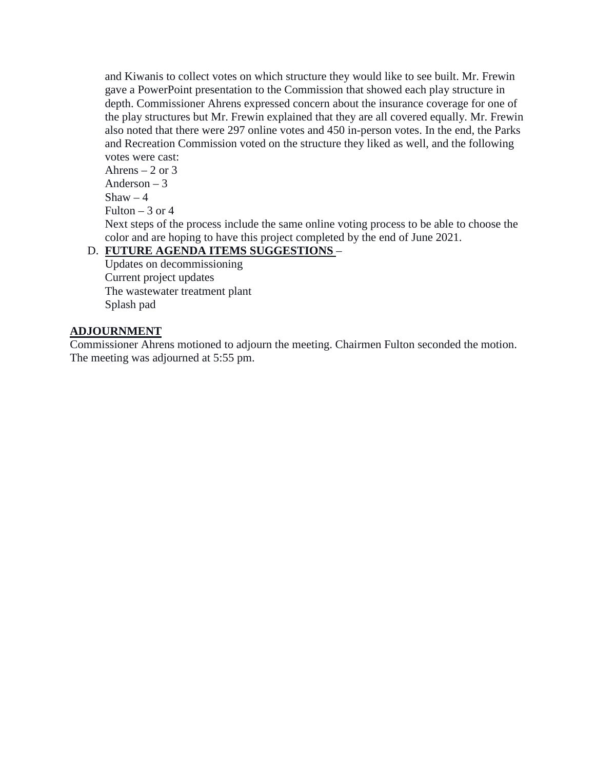and Kiwanis to collect votes on which structure they would like to see built. Mr. Frewin gave a PowerPoint presentation to the Commission that showed each play structure in depth. Commissioner Ahrens expressed concern about the insurance coverage for one of the play structures but Mr. Frewin explained that they are all covered equally. Mr. Frewin also noted that there were 297 online votes and 450 in-person votes. In the end, the Parks and Recreation Commission voted on the structure they liked as well, and the following votes were cast:

Ahrens – 2 or 3
Anderson – 3
Shaw – 4
Fulton – 3 or 4

Next steps of the process include the same online voting process to be able to choose the color and are hoping to have this project completed by the end of June 2021.

D. **FUTURE AGENDA ITEMS SUGGESTIONS** –

Updates on decommissioning
Current project updates
The wastewater treatment plant
Splash pad

## ADJOURNMENT

Commissioner Ahrens motioned to adjourn the meeting. Chairmen Fulton seconded the motion. The meeting was adjourned at 5:55 pm.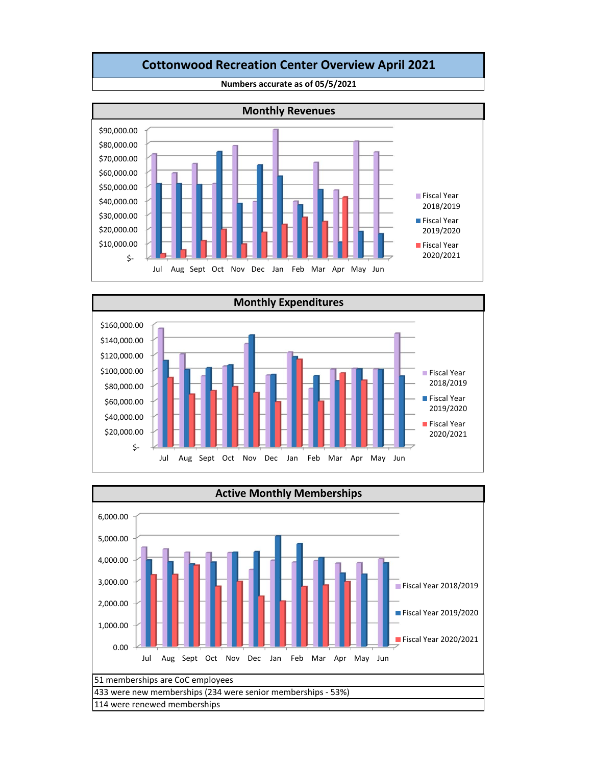# Cottonwood Recreation Center Overview April 2021

**Numbers accurate as of 05/5/2021**

## Monthly Revenues

## Monthly Expenditures

## Active Monthly Memberships

| 51 memberships are CoC employees |
|---|
| 433 were new memberships (234 were senior memberships - 53%) |
| 114 were renewed memberships |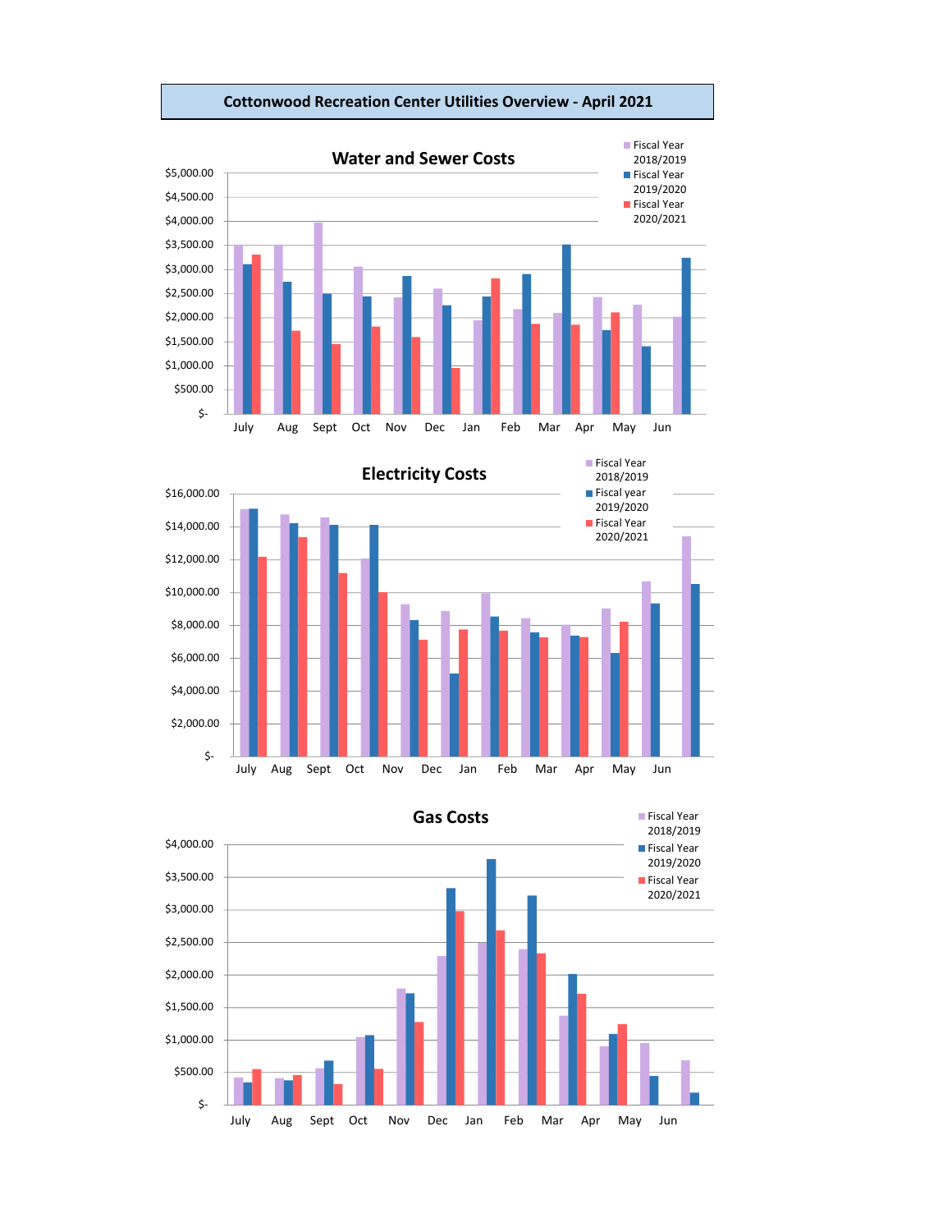# Cottonwood Recreation Center Utilities Overview - April 2021

## Water and Sewer Costs

Legend: Fiscal Year 2018/2019; Fiscal Year 2019/2020; Fiscal Year 2020/2021

Y-axis: $- , $500.00, $1,000.00, $1,500.00, $2,000.00, $2,500.00, $3,000.00, $3,500.00, $4,000.00, $4,500.00, $5,000.00

X-axis: July, Aug, Sept, Oct, Nov, Dec, Jan, Feb, Mar, Apr, May, Jun

## Electricity Costs

Legend: Fiscal Year 2018/2019; Fiscal year 2019/2020; Fiscal Year 2020/2021

Y-axis: $- , $2,000.00, $4,000.00, $6,000.00, $8,000.00, $10,000.00, $12,000.00, $14,000.00, $16,000.00

X-axis: July, Aug, Sept, Oct, Nov, Dec, Jan, Feb, Mar, Apr, May, Jun

## Gas Costs

Legend: Fiscal Year 2018/2019; Fiscal Year 2019/2020; Fiscal Year 2020/2021

Y-axis: $- , $500.00, $1,000.00, $1,500.00, $2,000.00, $2,500.00, $3,000.00, $3,500.00, $4,000.00

X-axis: July, Aug, Sept, Oct, Nov, Dec, Jan, Feb, Mar, Apr, May, Jun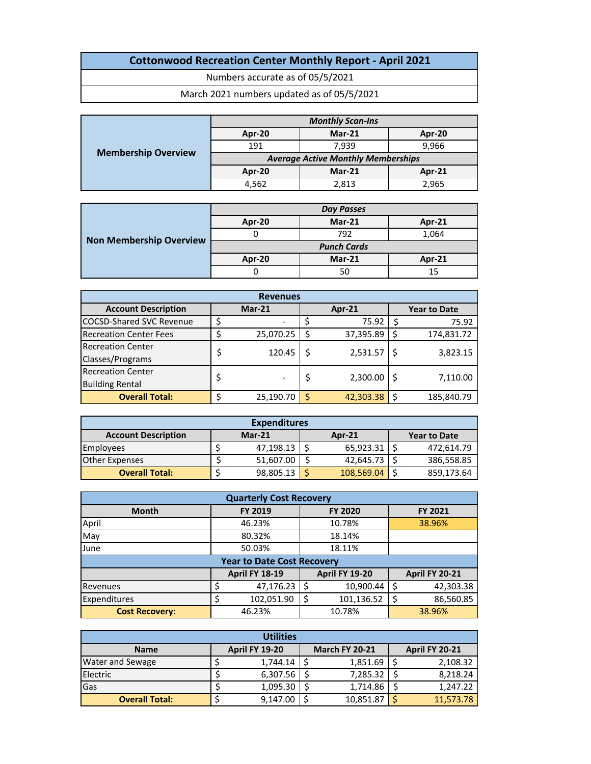# Cottonwood Recreation Center Monthly Report - April 2021

Numbers accurate as of 05/5/2021

March 2021 numbers updated as of 05/5/2021

| Membership Overview | Monthly Scan-Ins | | |
|---|---|---|---|
| | Apr-20 | Mar-21 | Apr-20 |
| | 191 | 7,939 | 9,966 |
| | *Average Active Monthly Memberships* | | |
| | Apr-20 | Mar-21 | Apr-21 |
| | 4,562 | 2,813 | 2,965 |

| Non Membership Overview | Day Passes | | |
|---|---|---|---|
| | Apr-20 | Mar-21 | Apr-21 |
| | 0 | 792 | 1,064 |
| | *Punch Cards* | | |
| | Apr-20 | Mar-21 | Apr-21 |
| | 0 | 50 | 15 |

**Revenues**

| Account Description | Mar-21 | Apr-21 | Year to Date |
|---|---|---|---|
| COCSD-Shared SVC Revenue | $ - | $ 75.92 | $ 75.92 |
| Recreation Center Fees | $ 25,070.25 | $ 37,395.89 | $ 174,831.72 |
| Recreation Center Classes/Programs | $ 120.45 | $ 2,531.57 | $ 3,823.15 |
| Recreation Center Building Rental | $ - | $ 2,300.00 | $ 7,110.00 |
| **Overall Total:** | $ 25,190.70 | $ 42,303.38 | $ 185,840.79 |

**Expenditures**

| Account Description | Mar-21 | Apr-21 | Year to Date |
|---|---|---|---|
| Employees | $ 47,198.13 | $ 65,923.31 | $ 472,614.79 |
| Other Expenses | $ 51,607.00 | $ 42,645.73 | $ 386,558.85 |
| **Overall Total:** | $ 98,805.13 | $ 108,569.04 | $ 859,173.64 |

**Quarterly Cost Recovery**

| Month | FY 2019 | FY 2020 | FY 2021 |
|---|---|---|---|
| April | 46.23% | 10.78% | 38.96% |
| May | 80.32% | 18.14% | |
| June | 50.03% | 18.11% | |

**Year to Date Cost Recovery**

| | April FY 18-19 | April FY 19-20 | April FY 20-21 |
|---|---|---|---|
| Revenues | $ 47,176.23 | $ 10,900.44 | $ 42,303.38 |
| Expenditures | $ 102,051.90 | $ 101,136.52 | $ 86,560.85 |
| **Cost Recovery:** | 46.23% | 10.78% | 38.96% |

**Utilities**

| Name | April FY 19-20 | March FY 20-21 | April FY 20-21 |
|---|---|---|---|
| Water and Sewage | $ 1,744.14 | $ 1,851.69 | $ 2,108.32 |
| Electric | $ 6,307.56 | $ 7,285.32 | $ 8,218.24 |
| Gas | $ 1,095.30 | $ 1,714.86 | $ 1,247.22 |
| **Overall Total:** | $ 9,147.00 | $ 10,851.87 | $ 11,573.78 |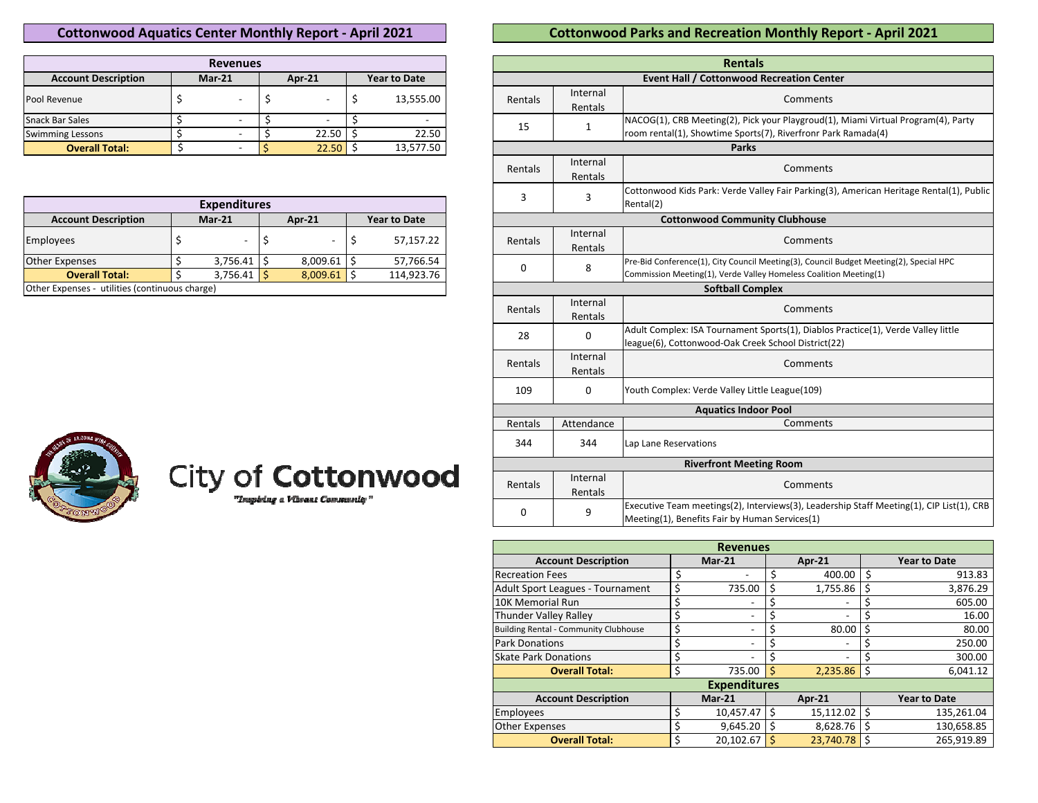# Cottonwood Aquatics Center Monthly Report - April 2021

| Revenues | | | |
|---|---|---|---|
| **Account Description** | **Mar-21** | **Apr-21** | **Year to Date** |
| Pool Revenue | $ - | $ - | $ 13,555.00 |
| Snack Bar Sales | $ - | $ - | $ - |
| Swimming Lessons | $ - | $ 22.50 | $ 22.50 |
| **Overall Total:** | $ - | $ 22.50 | $ 13,577.50 |

| Expenditures | | | |
|---|---|---|---|
| **Account Description** | **Mar-21** | **Apr-21** | **Year to Date** |
| Employees | $ - | $ - | $ 57,157.22 |
| Other Expenses | $ 3,756.41 | $ 8,009.61 | $ 57,766.54 |
| **Overall Total:** | $ 3,756.41 | $ 8,009.61 | $ 114,923.76 |
| Other Expenses - utilities (continuous charge) | | | |

City of Cottonwood

"Inspiring a Vibrant Community"

# Cottonwood Parks and Recreation Monthly Report - April 2021

## Rentals

| | | |
|---|---|---|
| **Event Hall / Cottonwood Recreation Center** | | |
| Rentals | Internal Rentals | Comments |
| 15 | 1 | NACOG(1), CRB Meeting(2), Pick your Playgroud(1), Miami Virtual Program(4), Party room rental(1), Showtime Sports(7), Riverfronr Park Ramada(4) |
| **Parks** | | |
| Rentals | Internal Rentals | Comments |
| 3 | 3 | Cottonwood Kids Park: Verde Valley Fair Parking(3), American Heritage Rental(1), Public Rental(2) |
| **Cottonwood Community Clubhouse** | | |
| Rentals | Internal Rentals | Comments |
| 0 | 8 | Pre-Bid Conference(1), City Council Meeting(3), Council Budget Meeting(2), Special HPC Commission Meeting(1), Verde Valley Homeless Coalition Meeting(1) |
| **Softball Complex** | | |
| Rentals | Internal Rentals | Comments |
| 28 | 0 | Adult Complex: ISA Tournament Sports(1), Diablos Practice(1), Verde Valley little league(6), Cottonwood-Oak Creek School District(22) |
| Rentals | Internal Rentals | Comments |
| 109 | 0 | Youth Complex: Verde Valley Little League(109) |
| **Aquatics Indoor Pool** | | |
| Rentals | Attendance | Comments |
| 344 | 344 | Lap Lane Reservations |
| **Riverfront Meeting Room** | | |
| Rentals | Internal Rentals | Comments |
| 0 | 9 | Executive Team meetings(2), Interviews(3), Leadership Staff Meeting(1), CIP List(1), CRB Meeting(1), Benefits Fair by Human Services(1) |

| Revenues | | | |
|---|---|---|---|
| **Account Description** | **Mar-21** | **Apr-21** | **Year to Date** |
| Recreation Fees | $ - | $ 400.00 | $ 913.83 |
| Adult Sport Leagues - Tournament | $ 735.00 | $ 1,755.86 | $ 3,876.29 |
| 10K Memorial Run | $ - | $ - | $ 605.00 |
| Thunder Valley Ralley | $ - | $ - | $ 16.00 |
| Building Rental - Community Clubhouse | $ - | $ 80.00 | $ 80.00 |
| Park Donations | $ - | $ - | $ 250.00 |
| Skate Park Donations | $ - | $ - | $ 300.00 |
| **Overall Total:** | $ 735.00 | $ 2,235.86 | $ 6,041.12 |

| Expenditures | | | |
|---|---|---|---|
| **Account Description** | **Mar-21** | **Apr-21** | **Year to Date** |
| Employees | $ 10,457.47 | $ 15,112.02 | $ 135,261.04 |
| Other Expenses | $ 9,645.20 | $ 8,628.76 | $ 130,658.85 |
| **Overall Total:** | $ 20,102.67 | $ 23,740.78 | $ 265,919.89 |